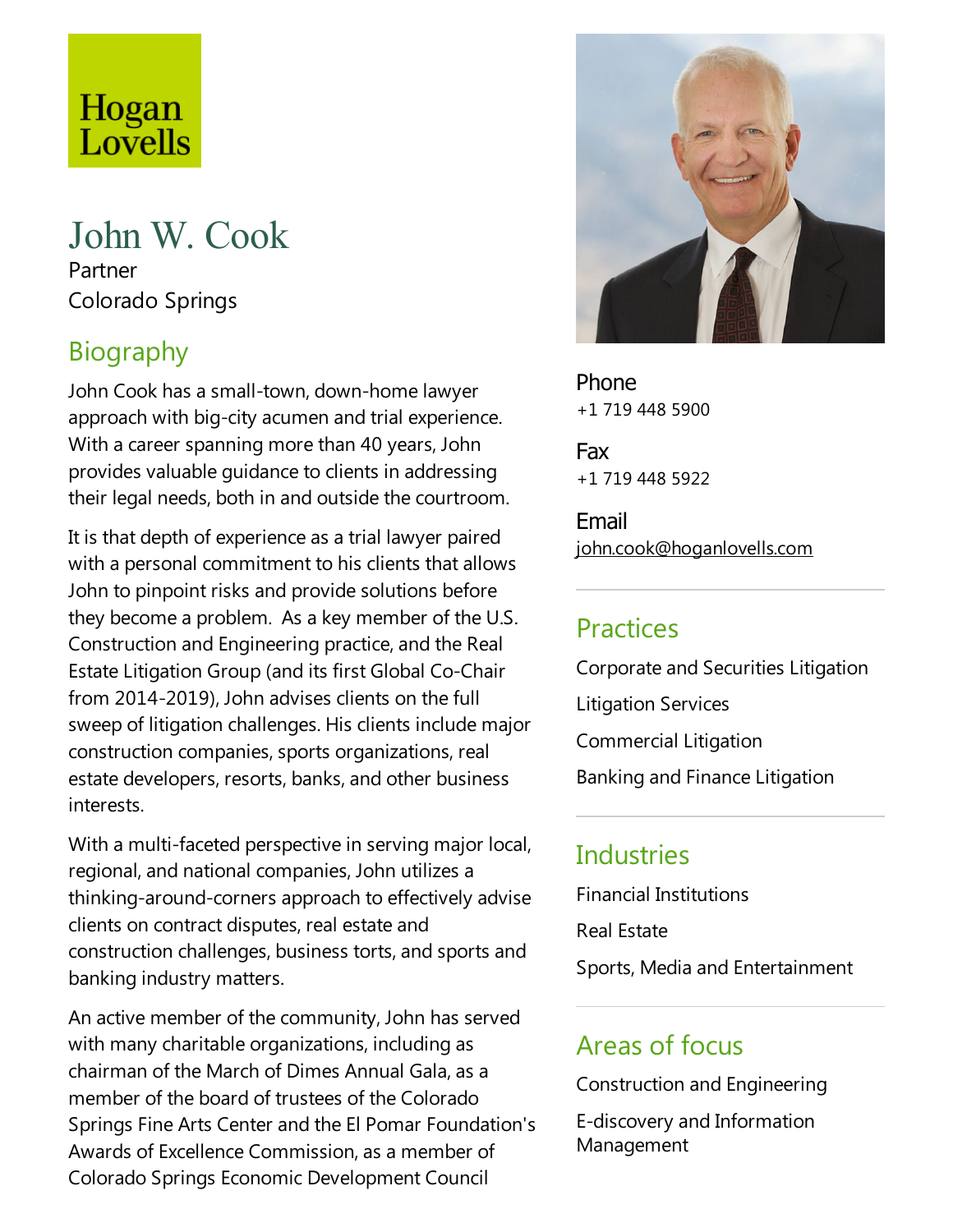Hogan Lovells

# John W. Cook

Partner

Colorado Springs

## Biography

John Cook has a small-town, down-home lawyer approach with big-city acumen and trial experience. With a career spanning more than 40 years, John provides valuable guidance to clients in addressing their legal needs, both in and outside the courtroom.

It is that depth of experience as a trial lawyer paired with a personal commitment to his clients that allows John to pinpoint risks and provide solutions before they become a problem. As a key member of the U.S. Construction and Engineering practice, and the Real Estate Litigation Group (and its first Global Co-Chair from 2014-2019), John advises clients on the full sweep of litigation challenges. His clients include major construction companies, sports organizations, real estate developers, resorts, banks, and other business interests.

With a multi-faceted perspective in serving major local, regional, and national companies, John utilizes a thinking-around-corners approach to effectively advise clients on contract disputes, real estate and construction challenges, business torts, and sports and banking industry matters.

An active member of the community, John has served with many charitable organizations, including as chairman of the March of Dimes Annual Gala, as a member of the board of trustees of the Colorado Springs Fine Arts Center and the El Pomar Foundation's Awards of Excellence Commission, as a member of Colorado Springs Economic Development Council

Phone
+1 719 448 5900

Fax
+1 719 448 5922

Email
john.cook@hoganlovells.com

## Practices

Corporate and Securities Litigation

Litigation Services

Commercial Litigation

Banking and Finance Litigation

## Industries

Financial Institutions

Real Estate

Sports, Media and Entertainment

## Areas of focus

Construction and Engineering

E-discovery and Information Management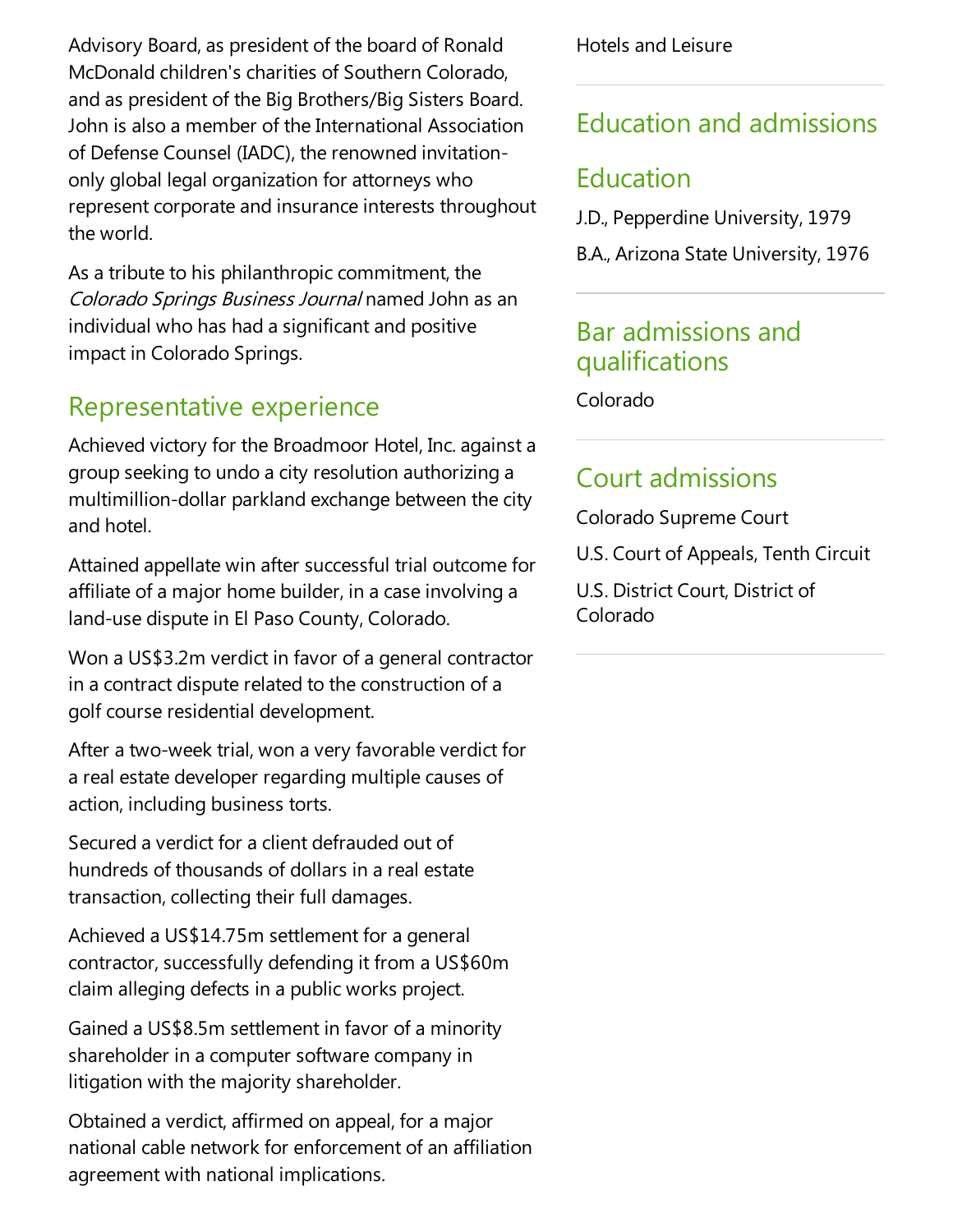Advisory Board, as president of the board of Ronald McDonald children's charities of Southern Colorado, and as president of the Big Brothers/Big Sisters Board. John is also a member of the International Association of Defense Counsel (IADC), the renowned invitation-only global legal organization for attorneys who represent corporate and insurance interests throughout the world.

As a tribute to his philanthropic commitment, the *Colorado Springs Business Journal* named John as an individual who has had a significant and positive impact in Colorado Springs.

## Representative experience

Achieved victory for the Broadmoor Hotel, Inc. against a group seeking to undo a city resolution authorizing a multimillion-dollar parkland exchange between the city and hotel.

Attained appellate win after successful trial outcome for affiliate of a major home builder, in a case involving a land-use dispute in El Paso County, Colorado.

Won a US$3.2m verdict in favor of a general contractor in a contract dispute related to the construction of a golf course residential development.

After a two-week trial, won a very favorable verdict for a real estate developer regarding multiple causes of action, including business torts.

Secured a verdict for a client defrauded out of hundreds of thousands of dollars in a real estate transaction, collecting their full damages.

Achieved a US$14.75m settlement for a general contractor, successfully defending it from a US$60m claim alleging defects in a public works project.

Gained a US$8.5m settlement in favor of a minority shareholder in a computer software company in litigation with the majority shareholder.

Obtained a verdict, affirmed on appeal, for a major national cable network for enforcement of an affiliation agreement with national implications.

Hotels and Leisure

## Education and admissions

## Education

J.D., Pepperdine University, 1979

B.A., Arizona State University, 1976

## Bar admissions and qualifications

Colorado

## Court admissions

Colorado Supreme Court

U.S. Court of Appeals, Tenth Circuit

U.S. District Court, District of Colorado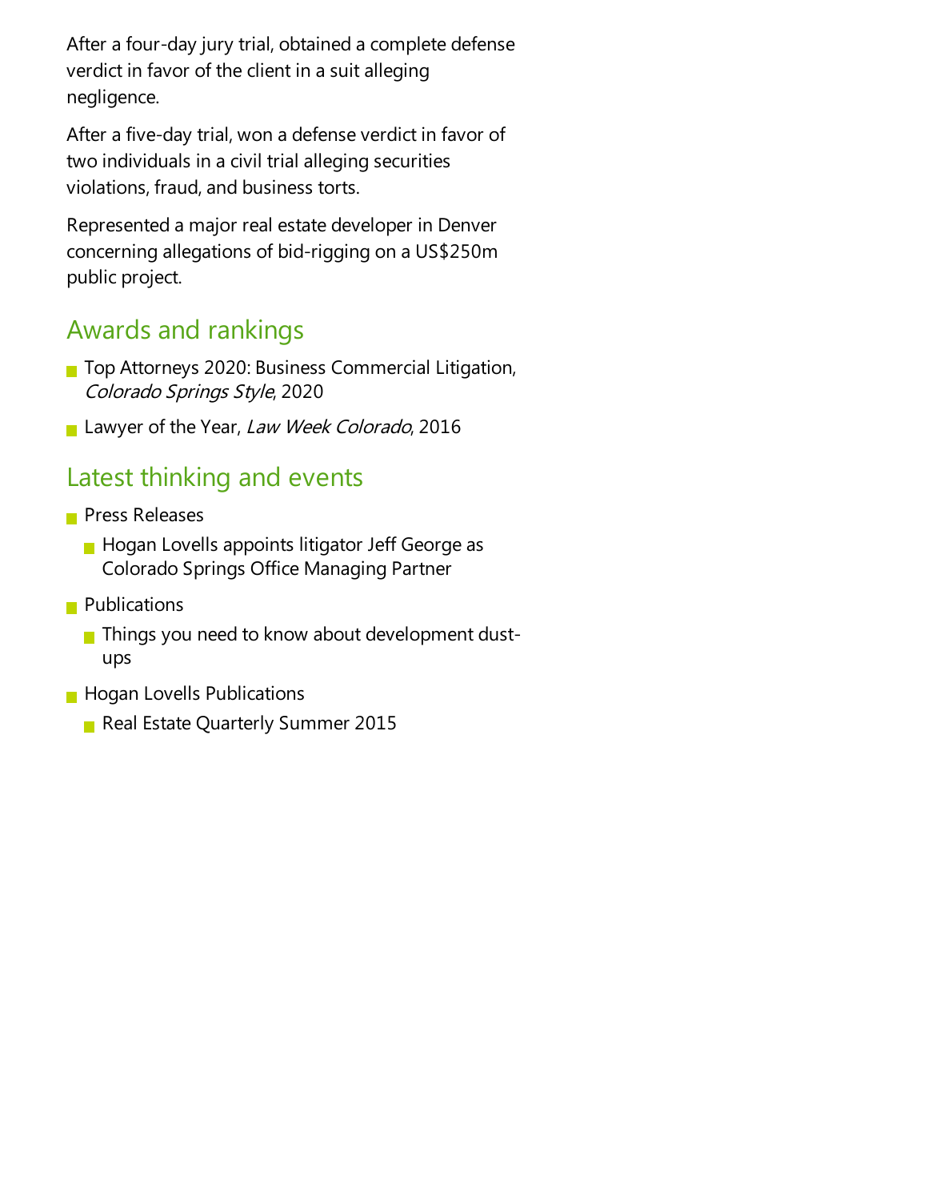After a four-day jury trial, obtained a complete defense verdict in favor of the client in a suit alleging negligence.

After a five-day trial, won a defense verdict in favor of two individuals in a civil trial alleging securities violations, fraud, and business torts.

Represented a major real estate developer in Denver concerning allegations of bid-rigging on a US$250m public project.

## Awards and rankings

- Top Attorneys 2020: Business Commercial Litigation, *Colorado Springs Style*, 2020
- Lawyer of the Year, *Law Week Colorado*, 2016

## Latest thinking and events

- Press Releases
  - Hogan Lovells appoints litigator Jeff George as Colorado Springs Office Managing Partner
- Publications
  - Things you need to know about development dust-ups
- Hogan Lovells Publications
  - Real Estate Quarterly Summer 2015